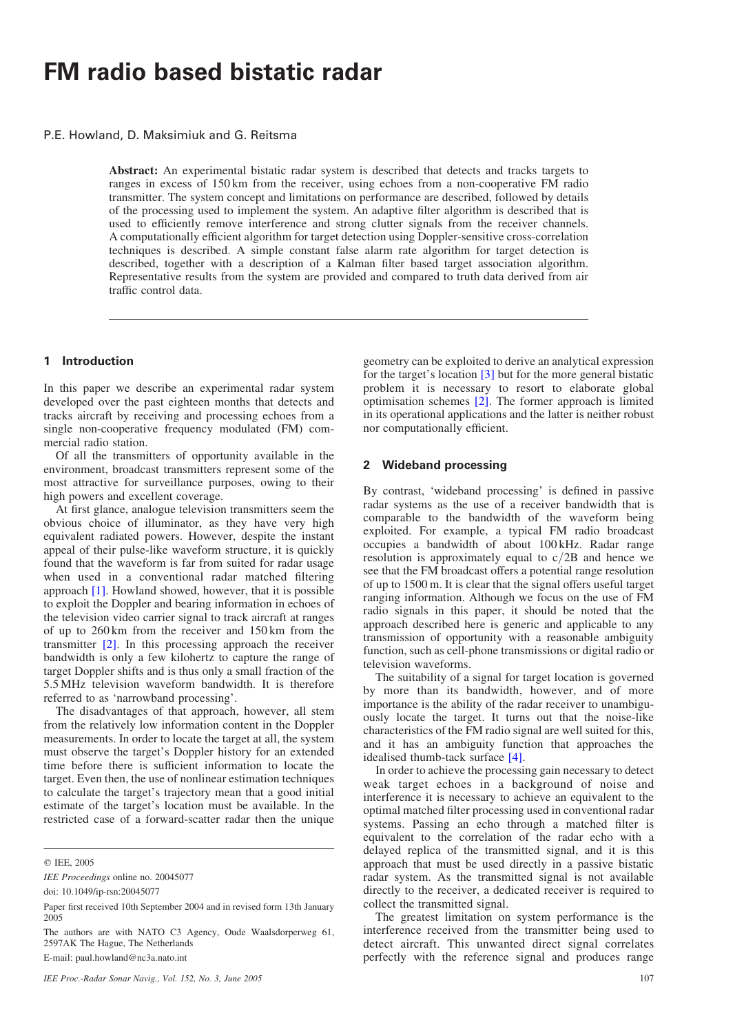# FM radio based bistatic radar

P.E. Howland, D. Maksimiuk and G. Reitsma

**Abstract:** An experimental bistatic radar system is described that detects and tracks targets to ranges in excess of 150 km from the receiver, using echoes from a non-cooperative FM radio transmitter. The system concept and limitations on performance are described, followed by details of the processing used to implement the system. An adaptive filter algorithm is described that is used to efficiently remove interference and strong clutter signals from the receiver channels. A computationally efficient algorithm for target detection using Doppler-sensitive cross-correlation techniques is described. A simple constant false alarm rate algorithm for target detection is described, together with a description of a Kalman filter based target association algorithm. Representative results from the system are provided and compared to truth data derived from air traffic control data.

## 1 Introduction

In this paper we describe an experimental radar system developed over the past eighteen months that detects and tracks aircraft by receiving and processing echoes from a single non-cooperative frequency modulated (FM) commercial radio station.

Of all the transmitters of opportunity available in the environment, broadcast transmitters represent some of the most attractive for surveillance purposes, owing to their high powers and excellent coverage.

At first glance, analogue television transmitters seem the obvious choice of illuminator, as they have very high equivalent radiated powers. However, despite the instant appeal of their pulse-like waveform structure, it is quickly found that the waveform is far from suited for radar usage when used in a conventional radar matched filtering approach [1]. Howland showed, however, that it is possible to exploit the Doppler and bearing information in echoes of the television video carrier signal to track aircraft at ranges of up to 260 km from the receiver and 150 km from the transmitter [2]. In this processing approach the receiver bandwidth is only a few kilohertz to capture the range of target Doppler shifts and is thus only a small fraction of the 5.5 MHz television waveform bandwidth. It is therefore referred to as 'narrowband processing'.

The disadvantages of that approach, however, all stem from the relatively low information content in the Doppler measurements. In order to locate the target at all, the system must observe the target's Doppler history for an extended time before there is sufficient information to locate the target. Even then, the use of nonlinear estimation techniques to calculate the target's trajectory mean that a good initial estimate of the target's location must be available. In the restricted case of a forward-scatter radar then the unique geometry can be exploited to derive an analytical expression for the target's location [3] but for the more general bistatic problem it is necessary to resort to elaborate global optimisation schemes [2]. The former approach is limited in its operational applications and the latter is neither robust nor computationally efficient.

© IEE, 2005

*IEE Proceedings* online no. 20045077

doi: 10.1049/ip-rsn:20045077

Paper first received 10th September 2004 and in revised form 13th January 2005

The authors are with NATO C3 Agency, Oude Waalsdorperweg 61, 2597AK The Hague, The Netherlands

E-mail: paul.howland@nc3a.nato.int

## 2 Wideband processing

By contrast, 'wideband processing' is defined in passive radar systems as the use of a receiver bandwidth that is comparable to the bandwidth of the waveform being exploited. For example, a typical FM radio broadcast occupies a bandwidth of about 100 kHz. Radar range resolution is approximately equal to $c/2B$ and hence we see that the FM broadcast offers a potential range resolution of up to 1500 m. It is clear that the signal offers useful target ranging information. Although we focus on the use of FM radio signals in this paper, it should be noted that the approach described here is generic and applicable to any transmission of opportunity with a reasonable ambiguity function, such as cell-phone transmissions or digital radio or television waveforms.

The suitability of a signal for target location is governed by more than its bandwidth, however, and of more importance is the ability of the radar receiver to unambiguously locate the target. It turns out that the noise-like characteristics of the FM radio signal are well suited for this, and it has an ambiguity function that approaches the idealised thumb-tack surface [4].

In order to achieve the processing gain necessary to detect weak target echoes in a background of noise and interference it is necessary to achieve an equivalent to the optimal matched filter processing used in conventional radar systems. Passing an echo through a matched filter is equivalent to the correlation of the radar echo with a delayed replica of the transmitted signal, and it is this approach that must be used directly in a passive bistatic radar system. As the transmitted signal is not available directly to the receiver, a dedicated receiver is required to collect the transmitted signal.

The greatest limitation on system performance is the interference received from the transmitter being used to detect aircraft. This unwanted direct signal correlates perfectly with the reference signal and produces range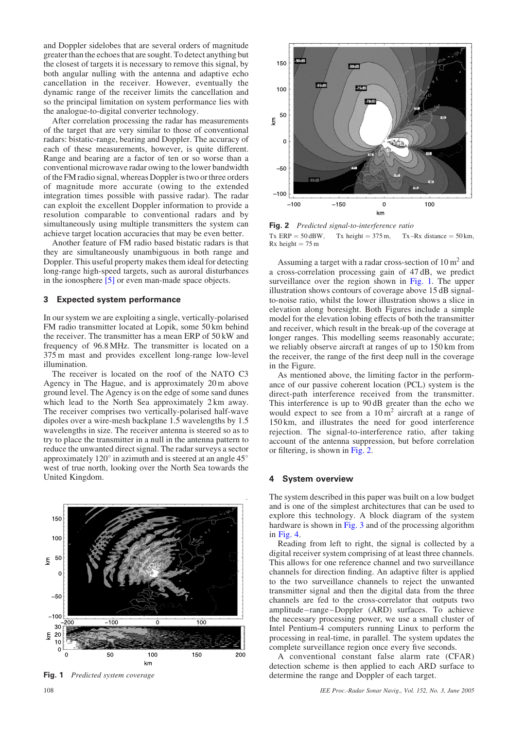and Doppler sidelobes that are several orders of magnitude greater than the echoes that are sought. To detect anything but the closest of targets it is necessary to remove this signal, by both angular nulling with the antenna and adaptive echo cancellation in the receiver. However, eventually the dynamic range of the receiver limits the cancellation and so the principal limitation on system performance lies with the analogue-to-digital converter technology.

After correlation processing the radar has measurements of the target that are very similar to those of conventional radars: bistatic-range, bearing and Doppler. The accuracy of each of these measurements, however, is quite different. Range and bearing are a factor of ten or so worse than a conventional microwave radar owing to the lower bandwidth of the FM radio signal, whereas Doppler is two or three orders of magnitude more accurate (owing to the extended integration times possible with passive radar). The radar can exploit the excellent Doppler information to provide a resolution comparable to conventional radars and by simultaneously using multiple transmitters the system can achieve target location accuracies that may be even better.

Another feature of FM radio based bistatic radars is that they are simultaneously unambiguous in both range and Doppler. This useful property makes them ideal for detecting long-range high-speed targets, such as auroral disturbances in the ionosphere [5] or even man-made space objects.

## 3 Expected system performance

In our system we are exploiting a single, vertically-polarised FM radio transmitter located at Lopik, some 50 km behind the receiver. The transmitter has a mean ERP of 50 kW and frequency of 96.8 MHz. The transmitter is located on a 375 m mast and provides excellent long-range low-level illumination.

The receiver is located on the roof of the NATO C3 Agency in The Hague, and is approximately 20 m above ground level. The Agency is on the edge of some sand dunes which lead to the North Sea approximately 2 km away. The receiver comprises two vertically-polarised half-wave dipoles over a wire-mesh backplane 1.5 wavelengths by 1.5 wavelengths in size. The receiver antenna is steered so as to try to place the transmitter in a null in the antenna pattern to reduce the unwanted direct signal. The radar surveys a sector approximately 120° in azimuth and is steered at an angle 45° west of true north, looking over the North Sea towards the United Kingdom.

**Fig. 1** *Predicted system coverage*

**Fig. 2** *Predicted signal-to-interference ratio*
Tx ERP = 50 dBW, Tx height = 375 m, Tx–Rx distance = 50 km, Rx height = 75 m

Assuming a target with a radar cross-section of 10 $m^2$ and a cross-correlation processing gain of 47 dB, we predict surveillance over the region shown in Fig. 1. The upper illustration shows contours of coverage above 15 dB signal-to-noise ratio, whilst the lower illustration shows a slice in elevation along boresight. Both Figures include a simple model for the elevation lobing effects of both the transmitter and receiver, which result in the break-up of the coverage at longer ranges. This modelling seems reasonably accurate; we reliably observe aircraft at ranges of up to 150 km from the receiver, the range of the first deep null in the coverage in the Figure.

As mentioned above, the limiting factor in the performance of our passive coherent location (PCL) system is the direct-path interference received from the transmitter. This interference is up to 90 dB greater than the echo we would expect to see from a 10 $m^2$ aircraft at a range of 150 km, and illustrates the need for good interference rejection. The signal-to-interference ratio, after taking account of the antenna suppression, but before correlation or filtering, is shown in Fig. 2.

## 4 System overview

The system described in this paper was built on a low budget and is one of the simplest architectures that can be used to explore this technology. A block diagram of the system hardware is shown in Fig. 3 and of the processing algorithm in Fig. 4.

Reading from left to right, the signal is collected by a digital receiver system comprising of at least three channels. This allows for one reference channel and two surveillance channels for direction finding. An adaptive filter is applied to the two surveillance channels to reject the unwanted transmitter signal and then the digital data from the three channels are fed to the cross-correlator that outputs two amplitude–range–Doppler (ARD) surfaces. To achieve the necessary processing power, we use a small cluster of Intel Pentium-4 computers running Linux to perform the processing in real-time, in parallel. The system updates the complete surveillance region once every five seconds.

A conventional constant false alarm rate (CFAR) detection scheme is then applied to each ARD surface to determine the range and Doppler of each target.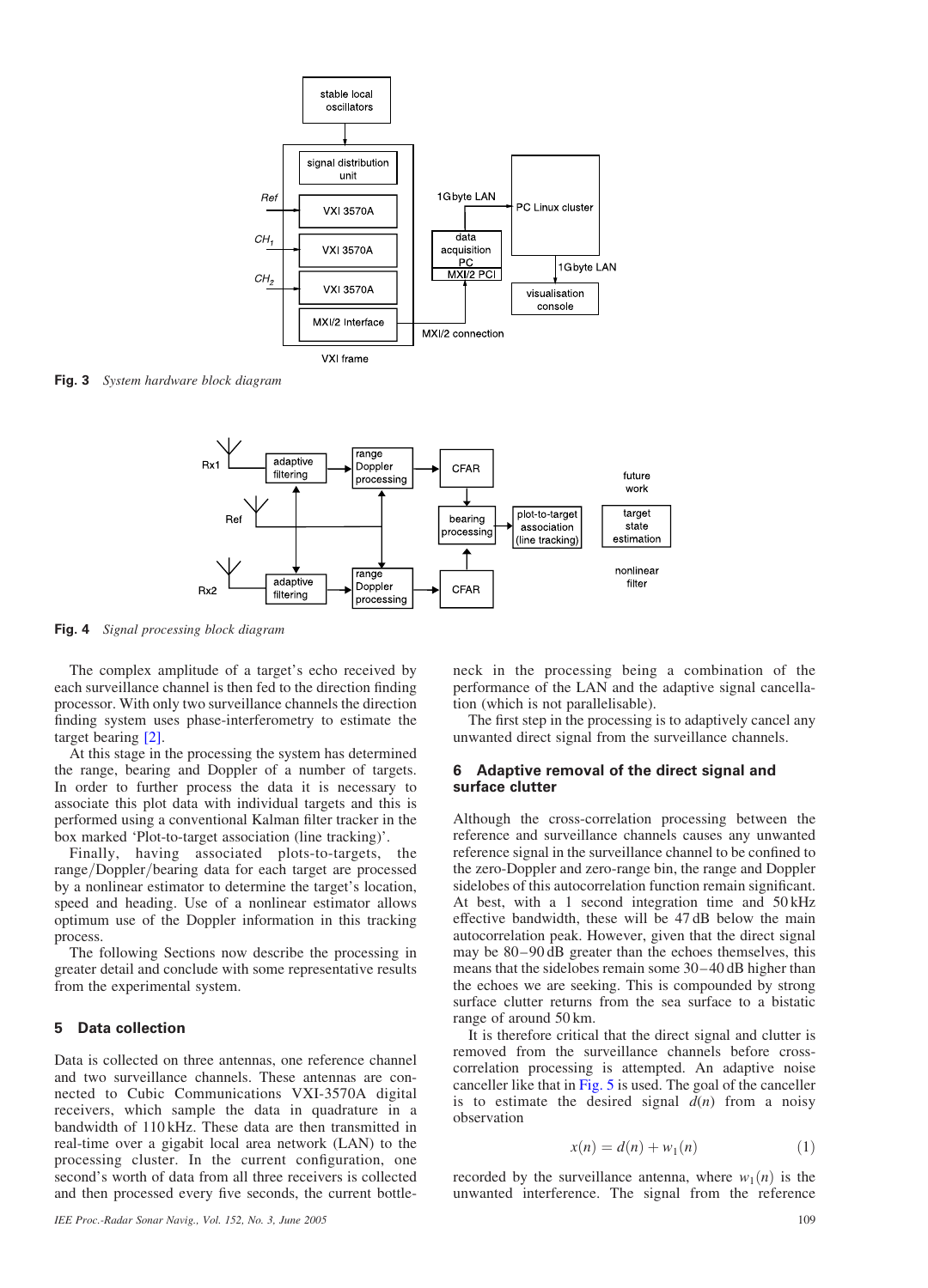stable local oscillators

signal distribution unit

Ref

VXI 3570A

$CH_1$

VXI 3570A

$CH_2$

VXI 3570A

MXI/2 Interface

VXI frame

1Gbyte LAN

data acquisition PC

MXI/2 PCI

MXI/2 connection

PC Linux cluster

1Gbyte LAN

visualisation console

**Fig. 3** *System hardware block diagram*

Rx1

adaptive filtering

range Doppler processing

CFAR

Ref

bearing processing

plot-to-target association (line tracking)

future work

target state estimation

nonlinear filter

Rx2

adaptive filtering

range Doppler processing

CFAR

**Fig. 4** *Signal processing block diagram*

The complex amplitude of a target's echo received by each surveillance channel is then fed to the direction finding processor. With only two surveillance channels the direction finding system uses phase-interferometry to estimate the target bearing [2].

At this stage in the processing the system has determined the range, bearing and Doppler of a number of targets. In order to further process the data it is necessary to associate this plot data with individual targets and this is performed using a conventional Kalman filter tracker in the box marked 'Plot-to-target association (line tracking)'.

Finally, having associated plots-to-targets, the range/Doppler/bearing data for each target are processed by a nonlinear estimator to determine the target's location, speed and heading. Use of a nonlinear estimator allows optimum use of the Doppler information in this tracking process.

The following Sections now describe the processing in greater detail and conclude with some representative results from the experimental system.

## 5 Data collection

Data is collected on three antennas, one reference channel and two surveillance channels. These antennas are connected to Cubic Communications VXI-3570A digital receivers, which sample the data in quadrature in a bandwidth of 110 kHz. These data are then transmitted in real-time over a gigabit local area network (LAN) to the processing cluster. In the current configuration, one second's worth of data from all three receivers is collected and then processed every five seconds, the current bottleneck in the processing being a combination of the performance of the LAN and the adaptive signal cancellation (which is not parallelisable).

The first step in the processing is to adaptively cancel any unwanted direct signal from the surveillance channels.

## 6 Adaptive removal of the direct signal and surface clutter

Although the cross-correlation processing between the reference and surveillance channels causes any unwanted reference signal in the surveillance channel to be confined to the zero-Doppler and zero-range bin, the range and Doppler sidelobes of this autocorrelation function remain significant. At best, with a 1 second integration time and 50 kHz effective bandwidth, these will be 47 dB below the main autocorrelation peak. However, given that the direct signal may be 80–90 dB greater than the echoes themselves, this means that the sidelobes remain some 30–40 dB higher than the echoes we are seeking. This is compounded by strong surface clutter returns from the sea surface to a bistatic range of around 50 km.

It is therefore critical that the direct signal and clutter is removed from the surveillance channels before cross-correlation processing is attempted. An adaptive noise canceller like that in Fig. 5 is used. The goal of the canceller is to estimate the desired signal $d(n)$ from a noisy observation

$$x(n) = d(n) + w_1(n) \tag{1}$$

recorded by the surveillance antenna, where $w_1(n)$ is the unwanted interference. The signal from the reference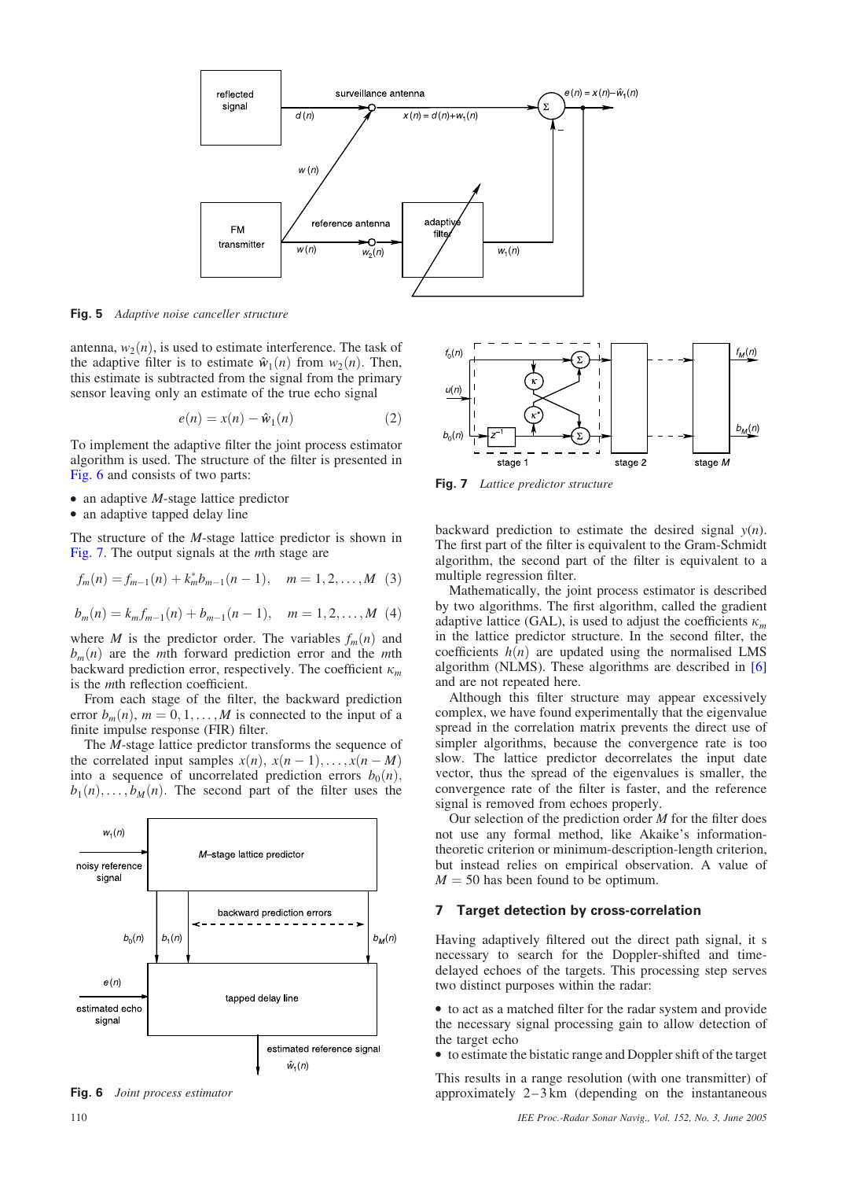Fig. 5 *Adaptive noise canceller structure*

antenna, $w_2(n)$, is used to estimate interference. The task of the adaptive filter is to estimate $\hat{w}_1(n)$ from $w_2(n)$. Then, this estimate is subtracted from the signal from the primary sensor leaving only an estimate of the true echo signal

$$e(n) = x(n) - \hat{w}_1(n) \tag{2}$$

To implement the adaptive filter the joint process estimator algorithm is used. The structure of the filter is presented in Fig. 6 and consists of two parts:

- an adaptive $M$-stage lattice predictor
- an adaptive tapped delay line

The structure of the $M$-stage lattice predictor is shown in Fig. 7. The output signals at the $m$th stage are

$$f_m(n) = f_{m-1}(n) + k_m^* b_{m-1}(n-1), \quad m = 1, 2, \ldots, M \tag{3}$$

$$b_m(n) = k_m f_{m-1}(n) + b_{m-1}(n-1), \quad m = 1, 2, \ldots, M \tag{4}$$

where $M$ is the predictor order. The variables $f_m(n)$ and $b_m(n)$ are the $m$th forward prediction error and the $m$th backward prediction error, respectively. The coefficient $\kappa_m$ is the $m$th reflection coefficient.

From each stage of the filter, the backward prediction error $b_m(n)$, $m = 0, 1, \ldots, M$ is connected to the input of a finite impulse response (FIR) filter.

The $M$-stage lattice predictor transforms the sequence of the correlated input samples $x(n)$, $x(n-1), \ldots, x(n-M)$ into a sequence of uncorrelated prediction errors $b_0(n)$, $b_1(n), \ldots, b_M(n)$. The second part of the filter uses the backward prediction to estimate the desired signal $y(n)$. The first part of the filter is equivalent to the Gram-Schmidt algorithm, the second part of the filter is equivalent to a multiple regression filter.

Fig. 6 *Joint process estimator*

Fig. 7 *Lattice predictor structure*

Mathematically, the joint process estimator is described by two algorithms. The first algorithm, called the gradient adaptive lattice (GAL), is used to adjust the coefficients $\kappa_m$ in the lattice predictor structure. In the second filter, the coefficients $h(n)$ are updated using the normalised LMS algorithm (NLMS). These algorithms are described in [6] and are not repeated here.

Although this filter structure may appear excessively complex, we have found experimentally that the eigenvalue spread in the correlation matrix prevents the direct use of simpler algorithms, because the convergence rate is too slow. The lattice predictor decorrelates the input date vector, thus the spread of the eigenvalues is smaller, the convergence rate of the filter is faster, and the reference signal is removed from echoes properly.

Our selection of the prediction order $M$ for the filter does not use any formal method, like Akaike's information-theoretic criterion or minimum-description-length criterion, but instead relies on empirical observation. A value of $M = 50$ has been found to be optimum.

## 7 Target detection by cross-correlation

Having adaptively filtered out the direct path signal, it s necessary to search for the Doppler-shifted and time-delayed echoes of the targets. This processing step serves two distinct purposes within the radar:

- to act as a matched filter for the radar system and provide the necessary signal processing gain to allow detection of the target echo
- to estimate the bistatic range and Doppler shift of the target

This results in a range resolution (with one transmitter) of approximately 2–3 km (depending on the instantaneous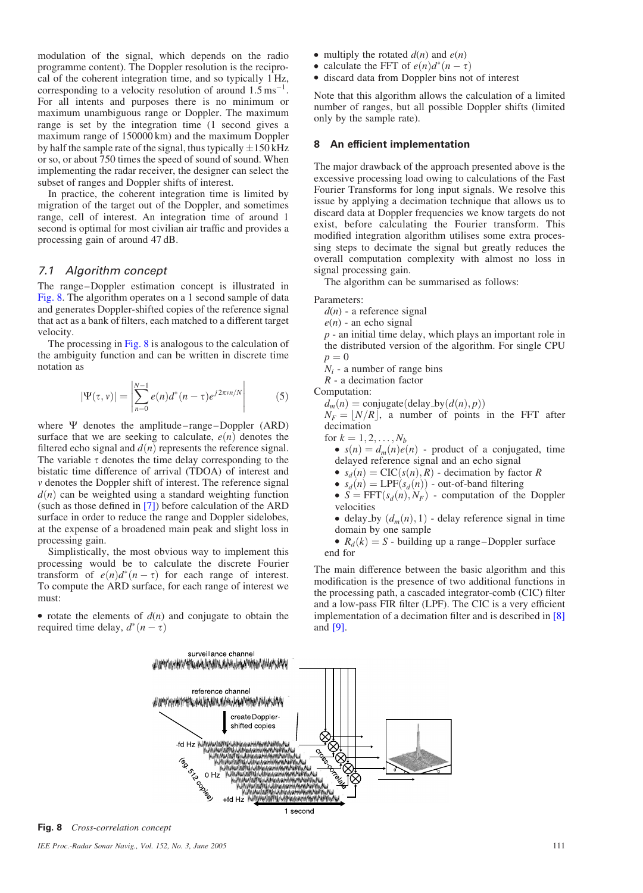modulation of the signal, which depends on the radio programme content). The Doppler resolution is the reciprocal of the coherent integration time, and so typically 1 Hz, corresponding to a velocity resolution of around $1.5\,\mathrm{ms}^{-1}$. For all intents and purposes there is no minimum or maximum unambiguous range or Doppler. The maximum range is set by the integration time (1 second gives a maximum range of 150000 km) and the maximum Doppler by half the sample rate of the signal, thus typically $\pm 150$ kHz or so, or about 750 times the speed of sound of sound. When implementing the radar receiver, the designer can select the subset of ranges and Doppler shifts of interest.

In practice, the coherent integration time is limited by migration of the target out of the Doppler, and sometimes range, cell of interest. An integration time of around 1 second is optimal for most civilian air traffic and provides a processing gain of around 47 dB.

### 7.1 Algorithm concept

The range–Doppler estimation concept is illustrated in Fig. 8. The algorithm operates on a 1 second sample of data and generates Doppler-shifted copies of the reference signal that act as a bank of filters, each matched to a different target velocity.

The processing in Fig. 8 is analogous to the calculation of the ambiguity function and can be written in discrete time notation as

$$|\Psi(\tau, v)| = \left| \sum_{n=0}^{N-1} e(n) d^*(n-\tau) e^{j2\pi v n/N} \right| \tag{5}$$

where $\Psi$ denotes the amplitude–range–Doppler (ARD) surface that we are seeking to calculate, $e(n)$ denotes the filtered echo signal and $d(n)$ represents the reference signal. The variable $\tau$ denotes the time delay corresponding to the bistatic time difference of arrival (TDOA) of interest and $v$ denotes the Doppler shift of interest. The reference signal $d(n)$ can be weighted using a standard weighting function (such as those defined in [7]) before calculation of the ARD surface in order to reduce the range and Doppler sidelobes, at the expense of a broadened main peak and slight loss in processing gain.

Simplistically, the most obvious way to implement this processing would be to calculate the discrete Fourier transform of $e(n)d^*(n-\tau)$ for each range of interest. To compute the ARD surface, for each range of interest we must:

- rotate the elements of $d(n)$ and conjugate to obtain the required time delay, $d^*(n-\tau)$
- multiply the rotated $d(n)$ and $e(n)$
- calculate the FFT of $e(n)d^*(n-\tau)$
- discard data from Doppler bins not of interest

Note that this algorithm allows the calculation of a limited number of ranges, but all possible Doppler shifts (limited only by the sample rate).

## 8 An efficient implementation

The major drawback of the approach presented above is the excessive processing load owing to calculations of the Fast Fourier Transforms for long input signals. We resolve this issue by applying a decimation technique that allows us to discard data at Doppler frequencies we know targets do not exist, before calculating the Fourier transform. This modified integration algorithm utilises some extra processing steps to decimate the signal but greatly reduces the overall computation complexity with almost no loss in signal processing gain.

The algorithm can be summarised as follows:

Parameters:

$d(n)$ - a reference signal
$e(n)$ - an echo signal
$p$ - an initial time delay, which plays an important role in the distributed version of the algorithm. For single CPU $p = 0$
$N_i$ - a number of range bins
$R$ - a decimation factor

Computation:

$d_m(n) = \mathrm{conjugate}(\mathrm{delay\_by}(d(n), p))$
$N_F = \lfloor N/R \rfloor$, a number of points in the FFT after decimation
for $k = 1, 2, \ldots, N_b$

- $s(n) = d_m(n)e(n)$ - product of a conjugated, time delayed reference signal and an echo signal
- $s_d(n) = \mathrm{CIC}(s(n), R)$ - decimation by factor $R$
- $s_d(n) = \mathrm{LPF}(s_d(n))$ - out-of-band filtering
- $S = \mathrm{FFT}(s_d(n), N_F)$ - computation of the Doppler velocities
- $\mathrm{delay\_by}\ (d_m(n), 1)$ - delay reference signal in time domain by one sample
- $R_d(k) = S$ - building up a range–Doppler surface

end for

The main difference between the basic algorithm and this modification is the presence of two additional functions in the processing path, a cascaded integrator-comb (CIC) filter and a low-pass FIR filter (LPF). The CIC is a very efficient implementation of a decimation filter and is described in [8] and [9].

**Fig. 8** *Cross-correlation concept*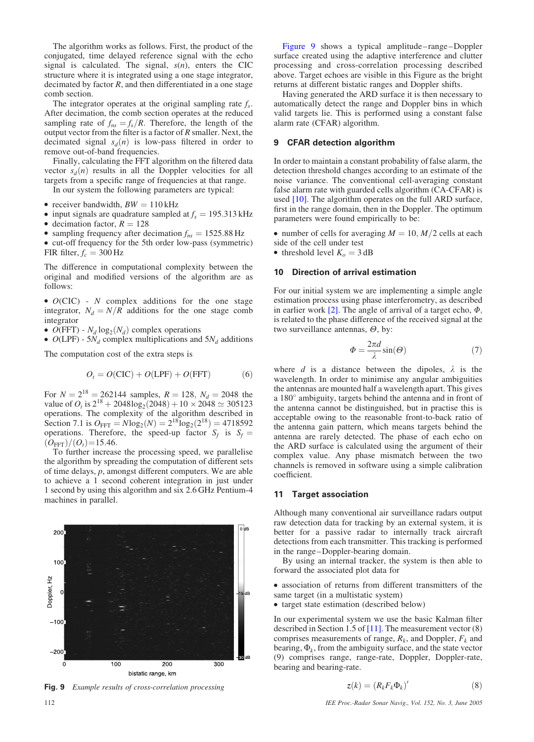The algorithm works as follows. First, the product of the conjugated, time delayed reference signal with the echo signal is calculated. The signal, $s(n)$, enters the CIC structure where it is integrated using a one stage integrator, decimated by factor $R$, and then differentiated in a one stage comb section.

The integrator operates at the original sampling rate $f_s$. After decimation, the comb section operates at the reduced sampling rate of $f_{ns} = f_s/R$. Therefore, the length of the output vector from the filter is a factor of $R$ smaller. Next, the decimated signal $s_d(n)$ is low-pass filtered in order to remove out-of-band frequencies.

Finally, calculating the FFT algorithm on the filtered data vector $s_d(n)$ results in all the Doppler velocities for all targets from a specific range of frequencies at that range.

In our system the following parameters are typical:

- receiver bandwidth, $BW = 110$ kHz
- input signals are quadrature sampled at $f_s = 195.313$ kHz
- decimation factor, $R = 128$
- sampling frequency after decimation $f_{ns} = 1525.88$ Hz
- cut-off frequency for the 5th order low-pass (symmetric) FIR filter, $f_c = 300$ Hz

The difference in computational complexity between the original and modified versions of the algorithm are as follows:

- $O$(CIC) - $N$ complex additions for the one stage integrator, $N_d = N/R$ additions for the one stage comb integrator
- $O$(FFT) - $N_d \log_2(N_d)$ complex operations
- $O$(LPF) - $5N_d$ complex multiplications and $5N_d$ additions

The computation cost of the extra steps is

$$O_t = O(\text{CIC}) + O(\text{LPF}) + O(\text{FFT}) \tag{6}$$

For $N = 2^{18} = 262144$ samples, $R = 128$, $N_d = 2048$ the value of $O_t$ is $2^{18} + 2048\log_2(2048) + 10 \times 2048 \simeq 305123$ operations. The complexity of the algorithm described in Section 7.1 is $O_{\text{FFT}} = N\log_2(N) = 2^{18}\log_2(2^{18}) = 4718592$ operations. Therefore, the speed-up factor $S_f$ is $S_f = (O_{\text{FFT}})/(O_t) = 15.46$.

To further increase the processing speed, we parallelise the algorithm by spreading the computation of different sets of time delays, $p$, amongst different computers. We are able to achieve a 1 second coherent integration in just under 1 second by using this algorithm and six 2.6 GHz Pentium-4 machines in parallel.

**Fig. 9** *Example results of cross-correlation processing*

Figure 9 shows a typical amplitude–range–Doppler surface created using the adaptive interference and clutter processing and cross-correlation processing described above. Target echoes are visible in this Figure as the bright returns at different bistatic ranges and Doppler shifts.

Having generated the ARD surface it is then necessary to automatically detect the range and Doppler bins in which valid targets lie. This is performed using a constant false alarm rate (CFAR) algorithm.

## 9 CFAR detection algorithm

In order to maintain a constant probability of false alarm, the detection threshold changes according to an estimate of the noise variance. The conventional cell-averaging constant false alarm rate with guarded cells algorithm (CA-CFAR) is used [10]. The algorithm operates on the full ARD surface, first in the range domain, then in the Doppler. The optimum parameters were found empirically to be:

- number of cells for averaging $M = 10$, $M/2$ cells at each side of the cell under test
- threshold level $K_o = 3$ dB

## 10 Direction of arrival estimation

For our initial system we are implementing a simple angle estimation process using phase interferometry, as described in earlier work [2]. The angle of arrival of a target echo, $\Phi$, is related to the phase difference of the received signal at the two surveillance antennas, $\Theta$, by:

$$\Phi = \frac{2\pi d}{\lambda}\sin(\Theta) \tag{7}$$

where $d$ is a distance between the dipoles, $\lambda$ is the wavelength. In order to minimise any angular ambiguities the antennas are mounted half a wavelength apart. This gives a 180° ambiguity, targets behind the antenna and in front of the antenna cannot be distinguished, but in practise this is acceptable owing to the reasonable front-to-back ratio of the antenna gain pattern, which means targets behind the antenna are rarely detected. The phase of each echo on the ARD surface is calculated using the argument of their complex value. Any phase mismatch between the two channels is removed in software using a simple calibration coefficient.

## 11 Target association

Although many conventional air surveillance radars output raw detection data for tracking by an external system, it is better for a passive radar to internally track aircraft detections from each transmitter. This tracking is performed in the range–Doppler-bearing domain.

By using an internal tracker, the system is then able to forward the associated plot data for

- association of returns from different transmitters of the same target (in a multistatic system)
- target state estimation (described below)

In our experimental system we use the basic Kalman filter described in Section 1.5 of [11]. The measurement vector (8) comprises measurements of range, $R_k$, and Doppler, $F_k$ and bearing, $\Phi_k$, from the ambiguity surface, and the state vector (9) comprises range, range-rate, Doppler, Doppler-rate, bearing and bearing-rate.

$$z(k) = (R_k F_k \Phi_k)' \tag{8}$$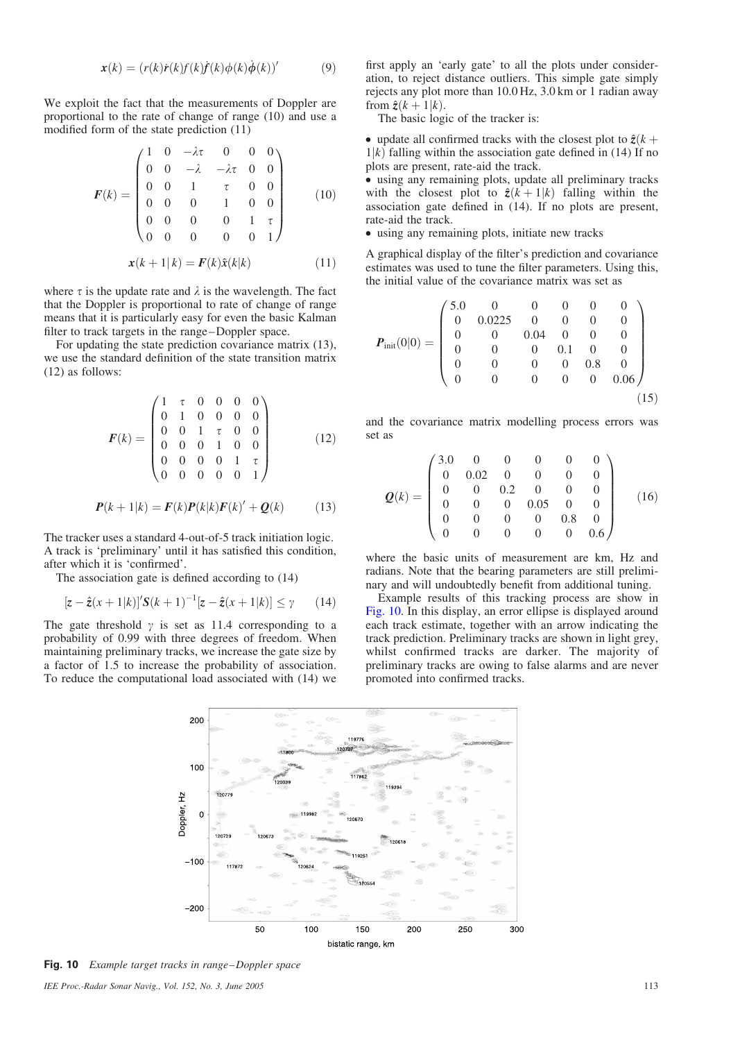$$\boldsymbol{x}(k) = (r(k)\dot{r}(k)f(k)\dot{f}(k)\phi(k)\dot{\phi}(k))' \tag{9}$$

We exploit the fact that the measurements of Doppler are proportional to the rate of change of range (10) and use a modified form of the state prediction (11)

$$\boldsymbol{F}(k) = \begin{pmatrix} 1 & 0 & -\lambda\tau & 0 & 0 & 0 \\ 0 & 0 & -\lambda & -\lambda\tau & 0 & 0 \\ 0 & 0 & 1 & \tau & 0 & 0 \\ 0 & 0 & 0 & 1 & 0 & 0 \\ 0 & 0 & 0 & 0 & 1 & \tau \\ 0 & 0 & 0 & 0 & 0 & 1 \end{pmatrix} \tag{10}$$

$$\boldsymbol{x}(k+1|\,k) = \boldsymbol{F}(k)\hat{\boldsymbol{x}}(k|k) \tag{11}$$

where $\tau$ is the update rate and $\lambda$ is the wavelength. The fact that the Doppler is proportional to rate of change of range means that it is particularly easy for even the basic Kalman filter to track targets in the range–Doppler space.

For updating the state prediction covariance matrix (13), we use the standard definition of the state transition matrix (12) as follows:

$$\boldsymbol{F}(k) = \begin{pmatrix} 1 & \tau & 0 & 0 & 0 & 0 \\ 0 & 1 & 0 & 0 & 0 & 0 \\ 0 & 0 & 1 & \tau & 0 & 0 \\ 0 & 0 & 0 & 1 & 0 & 0 \\ 0 & 0 & 0 & 0 & 1 & \tau \\ 0 & 0 & 0 & 0 & 0 & 1 \end{pmatrix} \tag{12}$$

$$\boldsymbol{P}(k+1|k) = \boldsymbol{F}(k)\boldsymbol{P}(k|k)\boldsymbol{F}(k)' + \boldsymbol{Q}(k) \tag{13}$$

The tracker uses a standard 4-out-of-5 track initiation logic. A track is 'preliminary' until it has satisfied this condition, after which it is 'confirmed'.

The association gate is defined according to (14)

$$[z - \hat{\boldsymbol{z}}(x+1|k)]'\boldsymbol{S}(k+1)^{-1}[z - \hat{\boldsymbol{z}}(x+1|k)] \leq \gamma \tag{14}$$

The gate threshold $\gamma$ is set as 11.4 corresponding to a probability of 0.99 with three degrees of freedom. When maintaining preliminary tracks, we increase the gate size by a factor of 1.5 to increase the probability of association. To reduce the computational load associated with (14) we first apply an 'early gate' to all the plots under consideration, to reject distance outliers. This simple gate simply rejects any plot more than 10.0 Hz, 3.0 km or 1 radian away from $\hat{\boldsymbol{z}}(k+1|k)$.

The basic logic of the tracker is:

- update all confirmed tracks with the closest plot to $\hat{\boldsymbol{z}}(k+1|k)$ falling within the association gate defined in (14) If no plots are present, rate-aid the track.
- using any remaining plots, update all preliminary tracks with the closest plot to $\hat{\boldsymbol{z}}(k+1|k)$ falling within the association gate defined in (14). If no plots are present, rate-aid the track.
- using any remaining plots, initiate new tracks

A graphical display of the filter's prediction and covariance estimates was used to tune the filter parameters. Using this, the initial value of the covariance matrix was set as

$$\boldsymbol{P}_{\text{init}}(0|0) = \begin{pmatrix} 5.0 & 0 & 0 & 0 & 0 & 0 \\ 0 & 0.0225 & 0 & 0 & 0 & 0 \\ 0 & 0 & 0.04 & 0 & 0 & 0 \\ 0 & 0 & 0 & 0.1 & 0 & 0 \\ 0 & 0 & 0 & 0 & 0.8 & 0 \\ 0 & 0 & 0 & 0 & 0 & 0.06 \end{pmatrix} \tag{15}$$

and the covariance matrix modelling process errors was set as

$$\boldsymbol{Q}(k) = \begin{pmatrix} 3.0 & 0 & 0 & 0 & 0 & 0 \\ 0 & 0.02 & 0 & 0 & 0 & 0 \\ 0 & 0 & 0.2 & 0 & 0 & 0 \\ 0 & 0 & 0 & 0.05 & 0 & 0 \\ 0 & 0 & 0 & 0 & 0.8 & 0 \\ 0 & 0 & 0 & 0 & 0 & 0.6 \end{pmatrix} \tag{16}$$

where the basic units of measurement are km, Hz and radians. Note that the bearing parameters are still preliminary and will undoubtedly benefit from additional tuning.

Example results of this tracking process are show in Fig. 10. In this display, an error ellipse is displayed around each track estimate, together with an arrow indicating the track prediction. Preliminary tracks are shown in light grey, whilst confirmed tracks are darker. The majority of preliminary tracks are owing to false alarms and are never promoted into confirmed tracks.

**Fig. 10** *Example target tracks in range–Doppler space*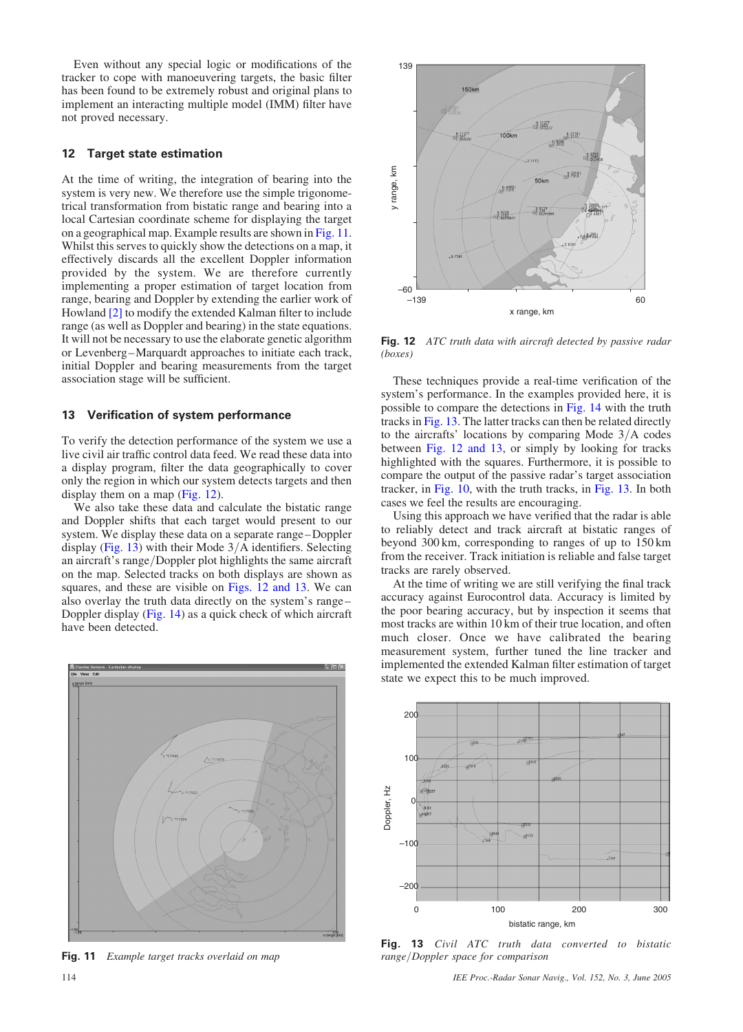Even without any special logic or modifications of the tracker to cope with manoeuvering targets, the basic filter has been found to be extremely robust and original plans to implement an interacting multiple model (IMM) filter have not proved necessary.

## 12 Target state estimation

At the time of writing, the integration of bearing into the system is very new. We therefore use the simple trigonometrical transformation from bistatic range and bearing into a local Cartesian coordinate scheme for displaying the target on a geographical map. Example results are shown in Fig. 11. Whilst this serves to quickly show the detections on a map, it effectively discards all the excellent Doppler information provided by the system. We are therefore currently implementing a proper estimation of target location from range, bearing and Doppler by extending the earlier work of Howland [2] to modify the extended Kalman filter to include range (as well as Doppler and bearing) in the state equations. It will not be necessary to use the elaborate genetic algorithm or Levenberg–Marquardt approaches to initiate each track, initial Doppler and bearing measurements from the target association stage will be sufficient.

## 13 Verification of system performance

To verify the detection performance of the system we use a live civil air traffic control data feed. We read these data into a display program, filter the data geographically to cover only the region in which our system detects targets and then display them on a map (Fig. 12).

We also take these data and calculate the bistatic range and Doppler shifts that each target would present to our system. We display these data on a separate range–Doppler display (Fig. 13) with their Mode 3/A identifiers. Selecting an aircraft's range/Doppler plot highlights the same aircraft on the map. Selected tracks on both displays are shown as squares, and these are visible on Figs. 12 and 13. We can also overlay the truth data directly on the system's range–Doppler display (Fig. 14) as a quick check of which aircraft have been detected.

**Fig. 11** *Example target tracks overlaid on map*

**Fig. 12** *ATC truth data with aircraft detected by passive radar (boxes)*

These techniques provide a real-time verification of the system's performance. In the examples provided here, it is possible to compare the detections in Fig. 14 with the truth tracks in Fig. 13. The latter tracks can then be related directly to the aircrafts' locations by comparing Mode 3/A codes between Fig. 12 and 13, or simply by looking for tracks highlighted with the squares. Furthermore, it is possible to compare the output of the passive radar's target association tracker, in Fig. 10, with the truth tracks, in Fig. 13. In both cases we feel the results are encouraging.

Using this approach we have verified that the radar is able to reliably detect and track aircraft at bistatic ranges of beyond 300 km, corresponding to ranges of up to 150 km from the receiver. Track initiation is reliable and false target tracks are rarely observed.

At the time of writing we are still verifying the final track accuracy against Eurocontrol data. Accuracy is limited by the poor bearing accuracy, but by inspection it seems that most tracks are within 10 km of their true location, and often much closer. Once we have calibrated the bearing measurement system, further tuned the line tracker and implemented the extended Kalman filter estimation of target state we expect this to be much improved.

**Fig. 13** *Civil ATC truth data converted to bistatic range/Doppler space for comparison*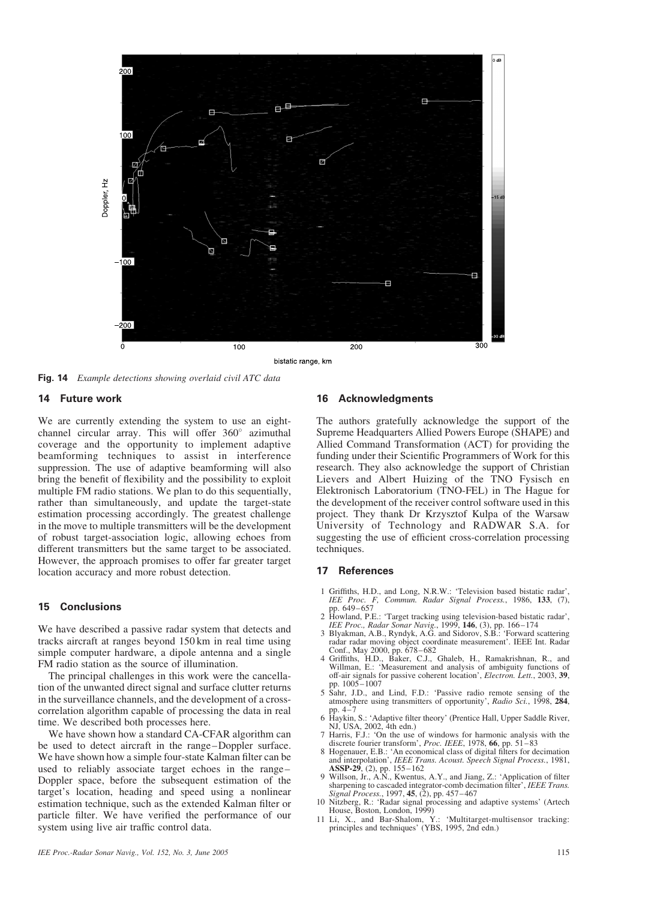200

100

Doppler, Hz

0

−100

−200

0

100

200

300

bistatic range, km

0 dB

−15 dB

−30 dB

**Fig. 14** *Example detections showing overlaid civil ATC data*

## 14 Future work

We are currently extending the system to use an eight-channel circular array. This will offer 360° azimuthal coverage and the opportunity to implement adaptive beamforming techniques to assist in interference suppression. The use of adaptive beamforming will also bring the benefit of flexibility and the possibility to exploit multiple FM radio stations. We plan to do this sequentially, rather than simultaneously, and update the target-state estimation processing accordingly. The greatest challenge in the move to multiple transmitters will be the development of robust target-association logic, allowing echoes from different transmitters but the same target to be associated. However, the approach promises to offer far greater target location accuracy and more robust detection.

## 15 Conclusions

We have described a passive radar system that detects and tracks aircraft at ranges beyond 150 km in real time using simple computer hardware, a dipole antenna and a single FM radio station as the source of illumination.

The principal challenges in this work were the cancellation of the unwanted direct signal and surface clutter returns in the surveillance channels, and the development of a cross-correlation algorithm capable of processing the data in real time. We described both processes here.

We have shown how a standard CA-CFAR algorithm can be used to detect aircraft in the range–Doppler surface. We have shown how a simple four-state Kalman filter can be used to reliably associate target echoes in the range–Doppler space, before the subsequent estimation of the target's location, heading and speed using a nonlinear estimation technique, such as the extended Kalman filter or particle filter. We have verified the performance of our system using live air traffic control data.

## 16 Acknowledgments

The authors gratefully acknowledge the support of the Supreme Headquarters Allied Powers Europe (SHAPE) and Allied Command Transformation (ACT) for providing the funding under their Scientific Programmers of Work for this research. They also acknowledge the support of Christian Lievers and Albert Huizing of the TNO Fysisch en Elektronisch Laboratorium (TNO-FEL) in The Hague for the development of the receiver control software used in this project. They thank Dr Krzysztof Kulpa of the Warsaw University of Technology and RADWAR S.A. for suggesting the use of efficient cross-correlation processing techniques.

## 17 References

1. Griffiths, H.D., and Long, N.R.W.: 'Television based bistatic radar', *IEE Proc. F, Commun. Radar Signal Process.*, 1986, **133**, (7), pp. 649–657
2. Howland, P.E.: 'Target tracking using television-based bistatic radar', *IEE Proc., Radar Sonar Navig.*, 1999, **146**, (3), pp. 166–174
3. Blyakman, A.B., Ryndyk, A.G. and Sidorov, S.B.: 'Forward scattering radar radar moving object coordinate measurement'. IEEE Int. Radar Conf., May 2000, pp. 678–682
4. Griffiths, H.D., Baker, C.J., Ghaleb, H., Ramakrishnan, R., and Willman, E.: 'Measurement and analysis of ambiguity functions of off-air signals for passive coherent location', *Electron. Lett.*, 2003, **39**, pp. 1005–1007
5. Sahr, J.D., and Lind, F.D.: 'Passive radio remote sensing of the atmosphere using transmitters of opportunity', *Radio Sci.*, 1998, **284**, pp. 4–7
6. Haykin, S.: 'Adaptive filter theory' (Prentice Hall, Upper Saddle River, NJ, USA, 2002, 4th edn.)
7. Harris, F.J.: 'On the use of windows for harmonic analysis with the discrete fourier transform', *Proc. IEEE*, 1978, **66**, pp. 51–83
8. Hogenauer, E.B.: 'An economical class of digital filters for decimation and interpolation', *IEEE Trans. Acoust. Speech Signal Process.*, 1981, **ASSP-29**, (2), pp. 155–162
9. Willson, Jr., A.N., Kwentus, A.Y., and Jiang, Z.: 'Application of filter sharpening to cascaded integrator-comb decimation filter', *IEEE Trans. Signal Process.*, 1997, **45**, (2), pp. 457–467
10. Nitzberg, R.: 'Radar signal processing and adaptive systems' (Artech House, Boston, London, 1999)
11. Li, X., and Bar-Shalom, Y.: 'Multitarget-multisensor tracking: principles and techniques' (YBS, 1995, 2nd edn.)